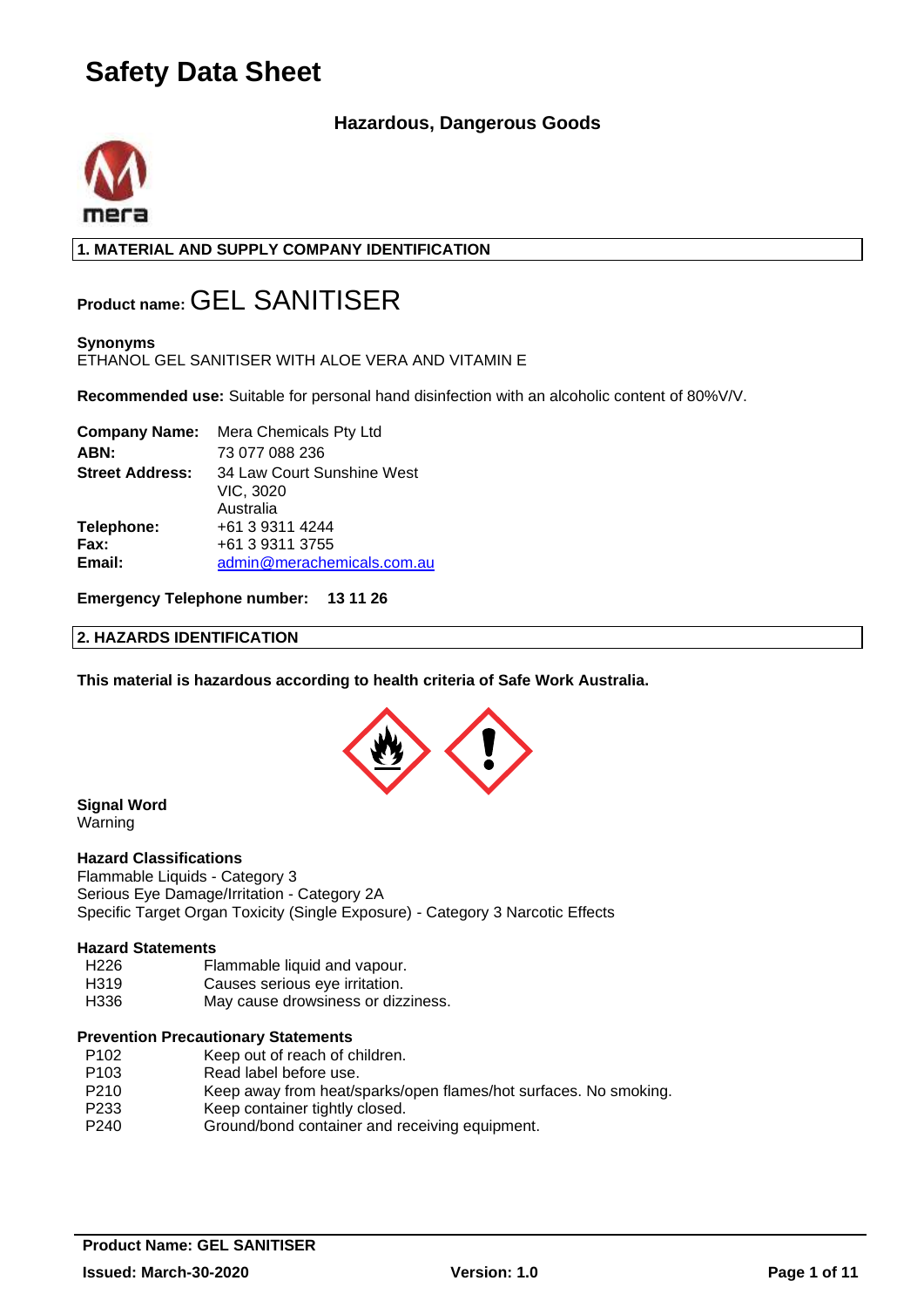# Safety Data Sheet

**Hazardous, Dangerous Goods**

## 1. MATERIAL AND SUPPLY COMPANY IDENTIFICATION

**Product name:** GEL SANITISER

**Synonyms**
ETHANOL GEL SANITISER WITH ALOE VERA AND VITAMIN E

**Recommended use:** Suitable for personal hand disinfection with an alcoholic content of 80%V/V.

| | |
|---|---|
| **Company Name:** | Mera Chemicals Pty Ltd |
| **ABN:** | 73 077 088 236 |
| **Street Address:** | 34 Law Court Sunshine West<br>VIC, 3020<br>Australia |
| **Telephone:** | +61 3 9311 4244 |
| **Fax:** | +61 3 9311 3755 |
| **Email:** | admin@merachemicals.com.au |

**Emergency Telephone number: 13 11 26**

## 2. HAZARDS IDENTIFICATION

**This material is hazardous according to health criteria of Safe Work Australia.**

**Signal Word**
Warning

**Hazard Classifications**
Flammable Liquids - Category 3
Serious Eye Damage/Irritation - Category 2A
Specific Target Organ Toxicity (Single Exposure) - Category 3 Narcotic Effects

**Hazard Statements**

| | |
|---|---|
| H226 | Flammable liquid and vapour. |
| H319 | Causes serious eye irritation. |
| H336 | May cause drowsiness or dizziness. |

**Prevention Precautionary Statements**

| | |
|---|---|
| P102 | Keep out of reach of children. |
| P103 | Read label before use. |
| P210 | Keep away from heat/sparks/open flames/hot surfaces. No smoking. |
| P233 | Keep container tightly closed. |
| P240 | Ground/bond container and receiving equipment. |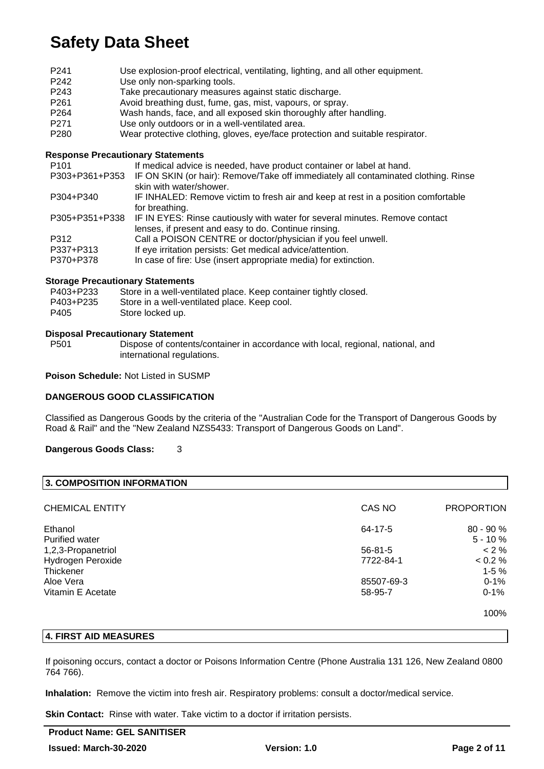| | |
|---|---|
| P241 | Use explosion-proof electrical, ventilating, lighting, and all other equipment. |
| P242 | Use only non-sparking tools. |
| P243 | Take precautionary measures against static discharge. |
| P261 | Avoid breathing dust, fume, gas, mist, vapours, or spray. |
| P264 | Wash hands, face, and all exposed skin thoroughly after handling. |
| P271 | Use only outdoors or in a well-ventilated area. |
| P280 | Wear protective clothing, gloves, eye/face protection and suitable respirator. |

**Response Precautionary Statements**

| | |
|---|---|
| P101 | If medical advice is needed, have product container or label at hand. |
| P303+P361+P353 | IF ON SKIN (or hair): Remove/Take off immediately all contaminated clothing. Rinse skin with water/shower. |
| P304+P340 | IF INHALED: Remove victim to fresh air and keep at rest in a position comfortable for breathing. |
| P305+P351+P338 | IF IN EYES: Rinse cautiously with water for several minutes. Remove contact lenses, if present and easy to do. Continue rinsing. |
| P312 | Call a POISON CENTRE or doctor/physician if you feel unwell. |
| P337+P313 | If eye irritation persists: Get medical advice/attention. |
| P370+P378 | In case of fire: Use (insert appropriate media) for extinction. |

**Storage Precautionary Statements**

| | |
|---|---|
| P403+P233 | Store in a well-ventilated place. Keep container tightly closed. |
| P403+P235 | Store in a well-ventilated place. Keep cool. |
| P405 | Store locked up. |

**Disposal Precautionary Statement**

| | |
|---|---|
| P501 | Dispose of contents/container in accordance with local, regional, national, and international regulations. |

**Poison Schedule:** Not Listed in SUSMP

**DANGEROUS GOOD CLASSIFICATION**

Classified as Dangerous Goods by the criteria of the "Australian Code for the Transport of Dangerous Goods by Road & Rail" and the "New Zealand NZS5433: Transport of Dangerous Goods on Land".

**Dangerous Goods Class:** 3

## 3. COMPOSITION INFORMATION

| CHEMICAL ENTITY | CAS NO | PROPORTION |
|---|---|---|
| Ethanol | 64-17-5 | 80 - 90 % |
| Purified water | | 5 - 10 % |
| 1,2,3-Propanetriol | 56-81-5 | < 2 % |
| Hydrogen Peroxide | 7722-84-1 | < 0.2 % |
| Thickener | | 1-5 % |
| Aloe Vera | 85507-69-3 | 0-1% |
| Vitamin E Acetate | 58-95-7 | 0-1% |
| | | 100% |

## 4. FIRST AID MEASURES

If poisoning occurs, contact a doctor or Poisons Information Centre (Phone Australia 131 126, New Zealand 0800 764 766).

**Inhalation:** Remove the victim into fresh air. Respiratory problems: consult a doctor/medical service.

**Skin Contact:** Rinse with water. Take victim to a doctor if irritation persists.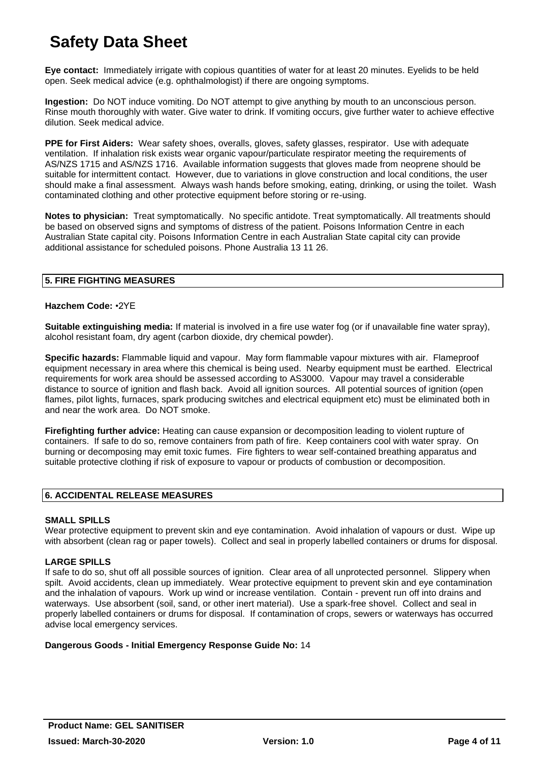# Safety Data Sheet

**Eye contact:** Immediately irrigate with copious quantities of water for at least 20 minutes. Eyelids to be held open. Seek medical advice (e.g. ophthalmologist) if there are ongoing symptoms.

**Ingestion:** Do NOT induce vomiting. Do NOT attempt to give anything by mouth to an unconscious person. Rinse mouth thoroughly with water. Give water to drink. If vomiting occurs, give further water to achieve effective dilution. Seek medical advice.

**PPE for First Aiders:** Wear safety shoes, overalls, gloves, safety glasses, respirator. Use with adequate ventilation. If inhalation risk exists wear organic vapour/particulate respirator meeting the requirements of AS/NZS 1715 and AS/NZS 1716. Available information suggests that gloves made from neoprene should be suitable for intermittent contact. However, due to variations in glove construction and local conditions, the user should make a final assessment. Always wash hands before smoking, eating, drinking, or using the toilet. Wash contaminated clothing and other protective equipment before storing or re-using.

**Notes to physician:** Treat symptomatically. No specific antidote. Treat symptomatically. All treatments should be based on observed signs and symptoms of distress of the patient. Poisons Information Centre in each Australian State capital city. Poisons Information Centre in each Australian State capital city can provide additional assistance for scheduled poisons. Phone Australia 13 11 26.

## 5. FIRE FIGHTING MEASURES

**Hazchem Code:** •2YE

**Suitable extinguishing media:** If material is involved in a fire use water fog (or if unavailable fine water spray), alcohol resistant foam, dry agent (carbon dioxide, dry chemical powder).

**Specific hazards:** Flammable liquid and vapour. May form flammable vapour mixtures with air. Flameproof equipment necessary in area where this chemical is being used. Nearby equipment must be earthed. Electrical requirements for work area should be assessed according to AS3000. Vapour may travel a considerable distance to source of ignition and flash back. Avoid all ignition sources. All potential sources of ignition (open flames, pilot lights, furnaces, spark producing switches and electrical equipment etc) must be eliminated both in and near the work area. Do NOT smoke.

**Firefighting further advice:** Heating can cause expansion or decomposition leading to violent rupture of containers. If safe to do so, remove containers from path of fire. Keep containers cool with water spray. On burning or decomposing may emit toxic fumes. Fire fighters to wear self-contained breathing apparatus and suitable protective clothing if risk of exposure to vapour or products of combustion or decomposition.

## 6. ACCIDENTAL RELEASE MEASURES

### SMALL SPILLS

Wear protective equipment to prevent skin and eye contamination. Avoid inhalation of vapours or dust. Wipe up with absorbent (clean rag or paper towels). Collect and seal in properly labelled containers or drums for disposal.

### LARGE SPILLS

If safe to do so, shut off all possible sources of ignition. Clear area of all unprotected personnel. Slippery when spilt. Avoid accidents, clean up immediately. Wear protective equipment to prevent skin and eye contamination and the inhalation of vapours. Work up wind or increase ventilation. Contain - prevent run off into drains and waterways. Use absorbent (soil, sand, or other inert material). Use a spark-free shovel. Collect and seal in properly labelled containers or drums for disposal. If contamination of crops, sewers or waterways has occurred advise local emergency services.

**Dangerous Goods - Initial Emergency Response Guide No:** 14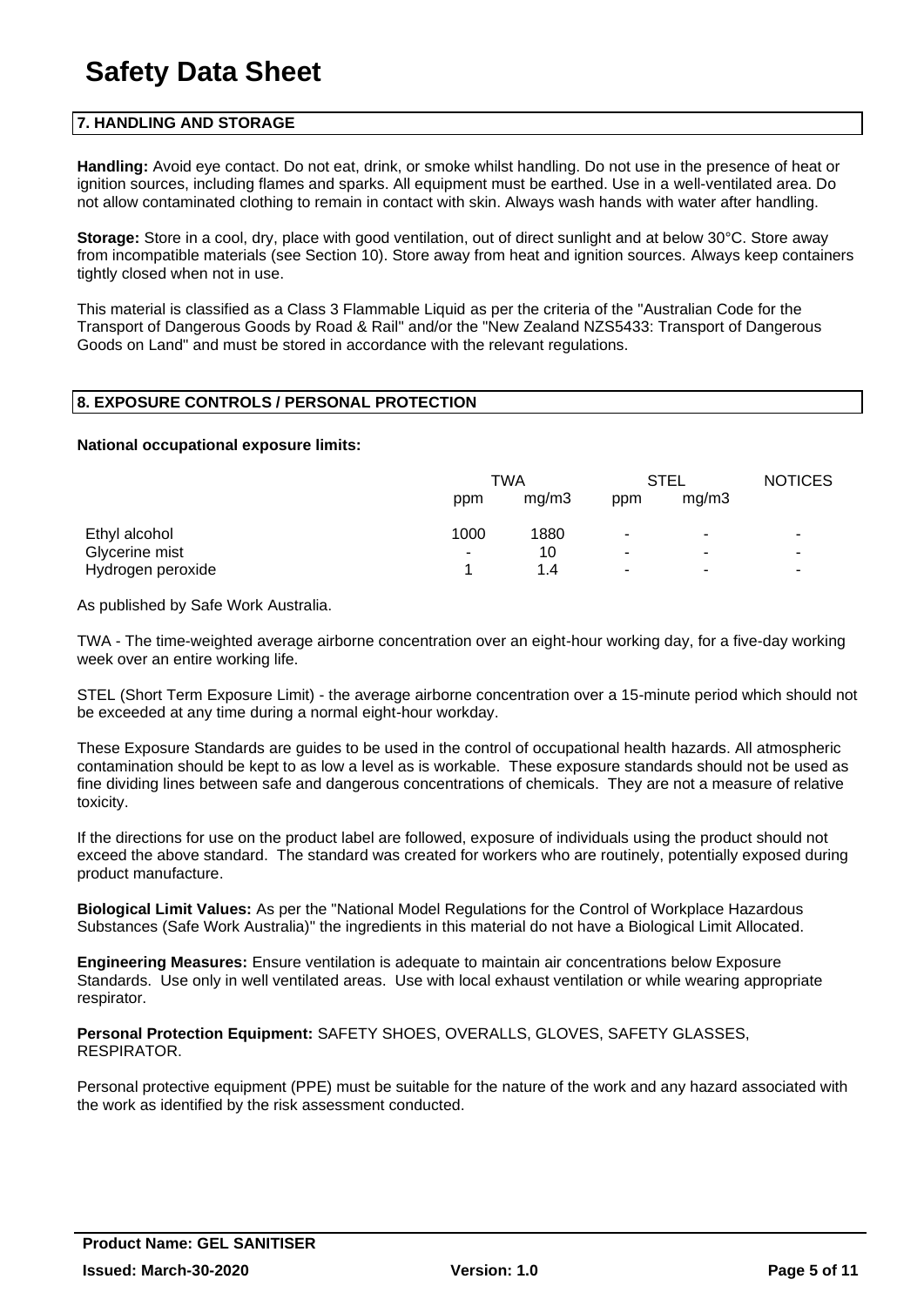## 7. HANDLING AND STORAGE

**Handling:** Avoid eye contact. Do not eat, drink, or smoke whilst handling. Do not use in the presence of heat or ignition sources, including flames and sparks. All equipment must be earthed. Use in a well-ventilated area. Do not allow contaminated clothing to remain in contact with skin. Always wash hands with water after handling.

**Storage:** Store in a cool, dry, place with good ventilation, out of direct sunlight and at below 30°C. Store away from incompatible materials (see Section 10). Store away from heat and ignition sources. Always keep containers tightly closed when not in use.

This material is classified as a Class 3 Flammable Liquid as per the criteria of the "Australian Code for the Transport of Dangerous Goods by Road & Rail" and/or the "New Zealand NZS5433: Transport of Dangerous Goods on Land" and must be stored in accordance with the relevant regulations.

## 8. EXPOSURE CONTROLS / PERSONAL PROTECTION

**National occupational exposure limits:**

| | TWA | | STEL | | NOTICES |
|---|---|---|---|---|---|
| | ppm | mg/m3 | ppm | mg/m3 | |
| Ethyl alcohol | 1000 | 1880 | - | - | - |
| Glycerine mist | - | 10 | - | - | - |
| Hydrogen peroxide | 1 | 1.4 | - | - | - |

As published by Safe Work Australia.

TWA - The time-weighted average airborne concentration over an eight-hour working day, for a five-day working week over an entire working life.

STEL (Short Term Exposure Limit) - the average airborne concentration over a 15-minute period which should not be exceeded at any time during a normal eight-hour workday.

These Exposure Standards are guides to be used in the control of occupational health hazards. All atmospheric contamination should be kept to as low a level as is workable. These exposure standards should not be used as fine dividing lines between safe and dangerous concentrations of chemicals. They are not a measure of relative toxicity.

If the directions for use on the product label are followed, exposure of individuals using the product should not exceed the above standard. The standard was created for workers who are routinely, potentially exposed during product manufacture.

**Biological Limit Values:** As per the "National Model Regulations for the Control of Workplace Hazardous Substances (Safe Work Australia)" the ingredients in this material do not have a Biological Limit Allocated.

**Engineering Measures:** Ensure ventilation is adequate to maintain air concentrations below Exposure Standards. Use only in well ventilated areas. Use with local exhaust ventilation or while wearing appropriate respirator.

**Personal Protection Equipment:** SAFETY SHOES, OVERALLS, GLOVES, SAFETY GLASSES, RESPIRATOR.

Personal protective equipment (PPE) must be suitable for the nature of the work and any hazard associated with the work as identified by the risk assessment conducted.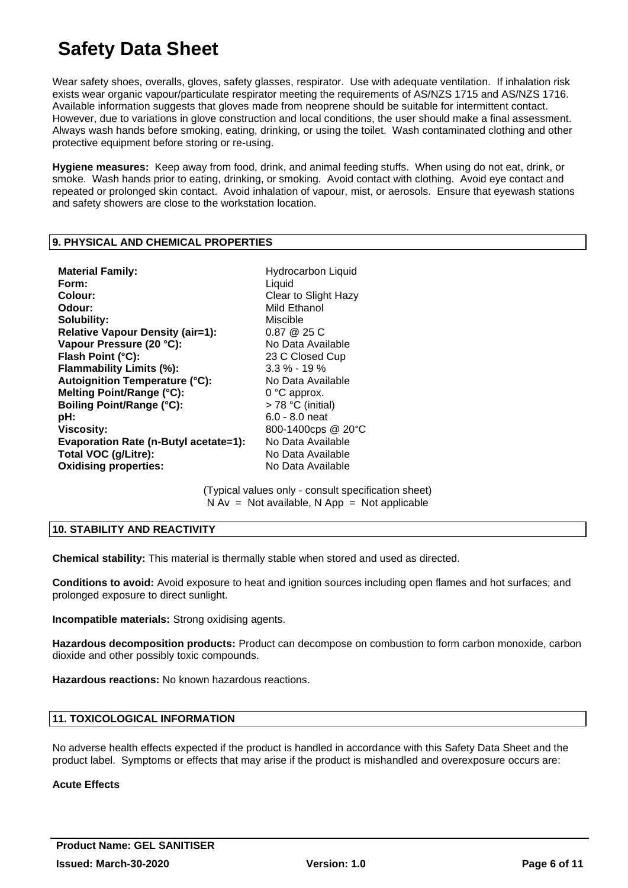# Safety Data Sheet

Wear safety shoes, overalls, gloves, safety glasses, respirator. Use with adequate ventilation. If inhalation risk exists wear organic vapour/particulate respirator meeting the requirements of AS/NZS 1715 and AS/NZS 1716. Available information suggests that gloves made from neoprene should be suitable for intermittent contact. However, due to variations in glove construction and local conditions, the user should make a final assessment. Always wash hands before smoking, eating, drinking, or using the toilet. Wash contaminated clothing and other protective equipment before storing or re-using.

**Hygiene measures:** Keep away from food, drink, and animal feeding stuffs. When using do not eat, drink, or smoke. Wash hands prior to eating, drinking, or smoking. Avoid contact with clothing. Avoid eye contact and repeated or prolonged skin contact. Avoid inhalation of vapour, mist, or aerosols. Ensure that eyewash stations and safety showers are close to the workstation location.

## 9. PHYSICAL AND CHEMICAL PROPERTIES

| | |
|---|---|
| **Material Family:** | Hydrocarbon Liquid |
| **Form:** | Liquid |
| **Colour:** | Clear to Slight Hazy |
| **Odour:** | Mild Ethanol |
| **Solubility:** | Miscible |
| **Relative Vapour Density (air=1):** | 0.87 @ 25 C |
| **Vapour Pressure (20 °C):** | No Data Available |
| **Flash Point (°C):** | 23 C Closed Cup |
| **Flammability Limits (%):** | 3.3 % - 19 % |
| **Autoignition Temperature (°C):** | No Data Available |
| **Melting Point/Range (°C):** | 0 °C approx. |
| **Boiling Point/Range (°C):** | > 78 °C (initial) |
| **pH:** | 6.0 - 8.0 neat |
| **Viscosity:** | 800-1400cps @ 20°C |
| **Evaporation Rate (n-Butyl acetate=1):** | No Data Available |
| **Total VOC (g/Litre):** | No Data Available |
| **Oxidising properties:** | No Data Available |

(Typical values only - consult specification sheet)
N Av = Not available, N App = Not applicable

## 10. STABILITY AND REACTIVITY

**Chemical stability:** This material is thermally stable when stored and used as directed.

**Conditions to avoid:** Avoid exposure to heat and ignition sources including open flames and hot surfaces; and prolonged exposure to direct sunlight.

**Incompatible materials:** Strong oxidising agents.

**Hazardous decomposition products:** Product can decompose on combustion to form carbon monoxide, carbon dioxide and other possibly toxic compounds.

**Hazardous reactions:** No known hazardous reactions.

## 11. TOXICOLOGICAL INFORMATION

No adverse health effects expected if the product is handled in accordance with this Safety Data Sheet and the product label. Symptoms or effects that may arise if the product is mishandled and overexposure occurs are:

**Acute Effects**

**Product Name: GEL SANITISER**
**Issued: March-30-2020** **Version: 1.0**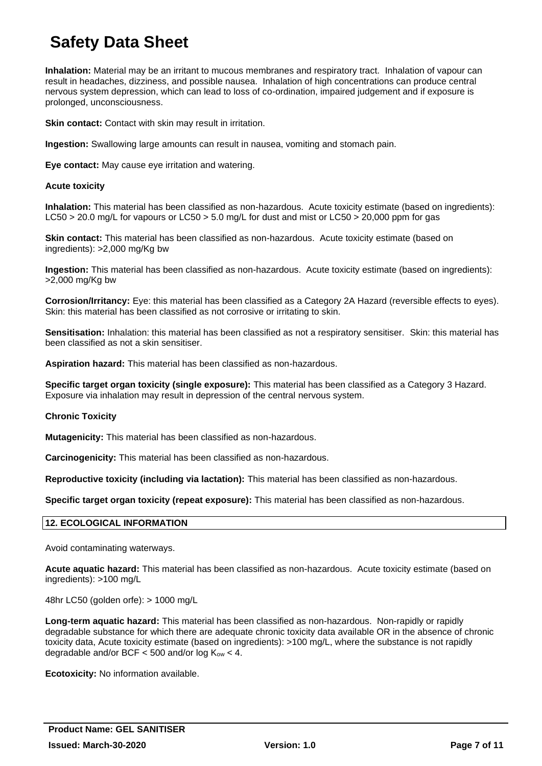**Inhalation:** Material may be an irritant to mucous membranes and respiratory tract. Inhalation of vapour can result in headaches, dizziness, and possible nausea. Inhalation of high concentrations can produce central nervous system depression, which can lead to loss of co-ordination, impaired judgement and if exposure is prolonged, unconsciousness.

**Skin contact:** Contact with skin may result in irritation.

**Ingestion:** Swallowing large amounts can result in nausea, vomiting and stomach pain.

**Eye contact:** May cause eye irritation and watering.

**Acute toxicity**

**Inhalation:** This material has been classified as non-hazardous. Acute toxicity estimate (based on ingredients): LC50 > 20.0 mg/L for vapours or LC50 > 5.0 mg/L for dust and mist or LC50 > 20,000 ppm for gas

**Skin contact:** This material has been classified as non-hazardous. Acute toxicity estimate (based on ingredients): >2,000 mg/Kg bw

**Ingestion:** This material has been classified as non-hazardous. Acute toxicity estimate (based on ingredients): >2,000 mg/Kg bw

**Corrosion/Irritancy:** Eye: this material has been classified as a Category 2A Hazard (reversible effects to eyes). Skin: this material has been classified as not corrosive or irritating to skin.

**Sensitisation:** Inhalation: this material has been classified as not a respiratory sensitiser. Skin: this material has been classified as not a skin sensitiser.

**Aspiration hazard:** This material has been classified as non-hazardous.

**Specific target organ toxicity (single exposure):** This material has been classified as a Category 3 Hazard. Exposure via inhalation may result in depression of the central nervous system.

**Chronic Toxicity**

**Mutagenicity:** This material has been classified as non-hazardous.

**Carcinogenicity:** This material has been classified as non-hazardous.

**Reproductive toxicity (including via lactation):** This material has been classified as non-hazardous.

**Specific target organ toxicity (repeat exposure):** This material has been classified as non-hazardous.

## 12. ECOLOGICAL INFORMATION

Avoid contaminating waterways.

**Acute aquatic hazard:** This material has been classified as non-hazardous. Acute toxicity estimate (based on ingredients): >100 mg/L

48hr LC50 (golden orfe): > 1000 mg/L

**Long-term aquatic hazard:** This material has been classified as non-hazardous. Non-rapidly or rapidly degradable substance for which there are adequate chronic toxicity data available OR in the absence of chronic toxicity data, Acute toxicity estimate (based on ingredients): >100 mg/L, where the substance is not rapidly degradable and/or BCF < 500 and/or log $K_{ow}$ < 4.

**Ecotoxicity:** No information available.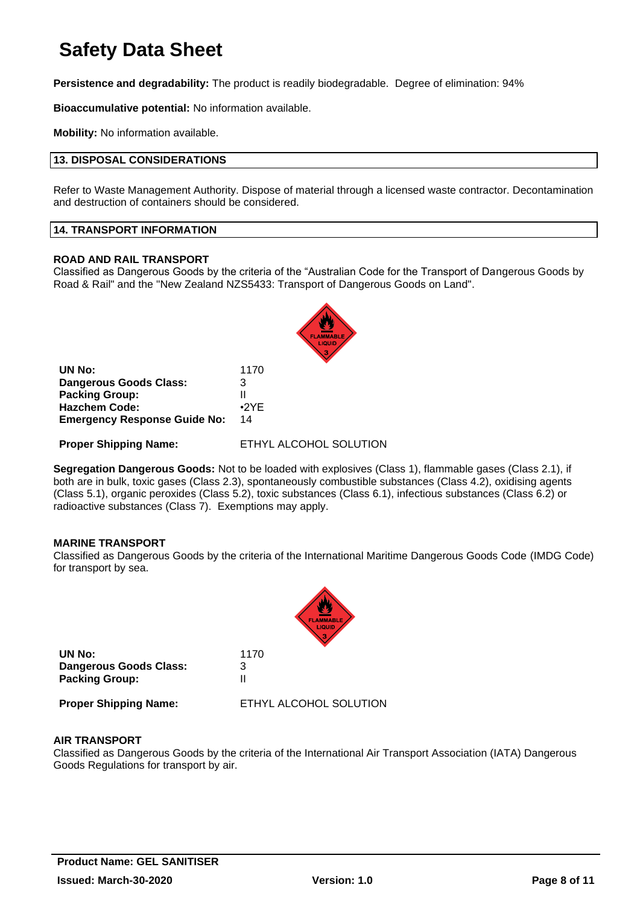**Persistence and degradability:** The product is readily biodegradable. Degree of elimination: 94%

**Bioaccumulative potential:** No information available.

**Mobility:** No information available.

## 13. DISPOSAL CONSIDERATIONS

Refer to Waste Management Authority. Dispose of material through a licensed waste contractor. Decontamination and destruction of containers should be considered.

## 14. TRANSPORT INFORMATION

### ROAD AND RAIL TRANSPORT

Classified as Dangerous Goods by the criteria of the "Australian Code for the Transport of Dangerous Goods by Road & Rail" and the "New Zealand NZS5433: Transport of Dangerous Goods on Land".

| | |
|---|---|
| **UN No:** | 1170 |
| **Dangerous Goods Class:** | 3 |
| **Packing Group:** | II |
| **Hazchem Code:** | •2YE |
| **Emergency Response Guide No:** | 14 |
| **Proper Shipping Name:** | ETHYL ALCOHOL SOLUTION |

**Segregation Dangerous Goods:** Not to be loaded with explosives (Class 1), flammable gases (Class 2.1), if both are in bulk, toxic gases (Class 2.3), spontaneously combustible substances (Class 4.2), oxidising agents (Class 5.1), organic peroxides (Class 5.2), toxic substances (Class 6.1), infectious substances (Class 6.2) or radioactive substances (Class 7). Exemptions may apply.

### MARINE TRANSPORT

Classified as Dangerous Goods by the criteria of the International Maritime Dangerous Goods Code (IMDG Code) for transport by sea.

| | |
|---|---|
| **UN No:** | 1170 |
| **Dangerous Goods Class:** | 3 |
| **Packing Group:** | II |
| **Proper Shipping Name:** | ETHYL ALCOHOL SOLUTION |

### AIR TRANSPORT

Classified as Dangerous Goods by the criteria of the International Air Transport Association (IATA) Dangerous Goods Regulations for transport by air.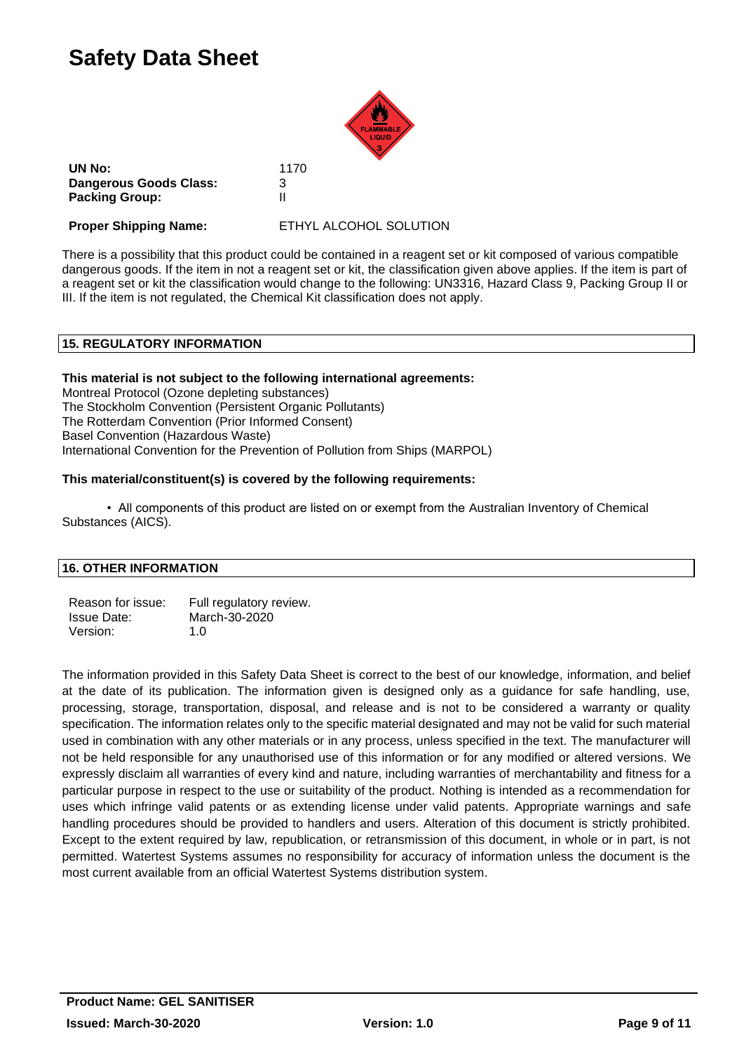# Safety Data Sheet

| | |
|---|---|
| **UN No:** | 1170 |
| **Dangerous Goods Class:** | 3 |
| **Packing Group:** | II |
| **Proper Shipping Name:** | ETHYL ALCOHOL SOLUTION |

There is a possibility that this product could be contained in a reagent set or kit composed of various compatible dangerous goods. If the item in not a reagent set or kit, the classification given above applies. If the item is part of a reagent set or kit the classification would change to the following: UN3316, Hazard Class 9, Packing Group II or III. If the item is not regulated, the Chemical Kit classification does not apply.

## 15. REGULATORY INFORMATION

**This material is not subject to the following international agreements:**

Montreal Protocol (Ozone depleting substances)
The Stockholm Convention (Persistent Organic Pollutants)
The Rotterdam Convention (Prior Informed Consent)
Basel Convention (Hazardous Waste)
International Convention for the Prevention of Pollution from Ships (MARPOL)

**This material/constituent(s) is covered by the following requirements:**

- All components of this product are listed on or exempt from the Australian Inventory of Chemical Substances (AICS).

## 16. OTHER INFORMATION

| | |
|---|---|
| Reason for issue: | Full regulatory review. |
| Issue Date: | March-30-2020 |
| Version: | 1.0 |

The information provided in this Safety Data Sheet is correct to the best of our knowledge, information, and belief at the date of its publication. The information given is designed only as a guidance for safe handling, use, processing, storage, transportation, disposal, and release and is not to be considered a warranty or quality specification. The information relates only to the specific material designated and may not be valid for such material used in combination with any other materials or in any process, unless specified in the text. The manufacturer will not be held responsible for any unauthorised use of this information or for any modified or altered versions. We expressly disclaim all warranties of every kind and nature, including warranties of merchantability and fitness for a particular purpose in respect to the use or suitability of the product. Nothing is intended as a recommendation for uses which infringe valid patents or as extending license under valid patents. Appropriate warnings and safe handling procedures should be provided to handlers and users. Alteration of this document is strictly prohibited. Except to the extent required by law, republication, or retransmission of this document, in whole or in part, is not permitted. Watertest Systems assumes no responsibility for accuracy of information unless the document is the most current available from an official Watertest Systems distribution system.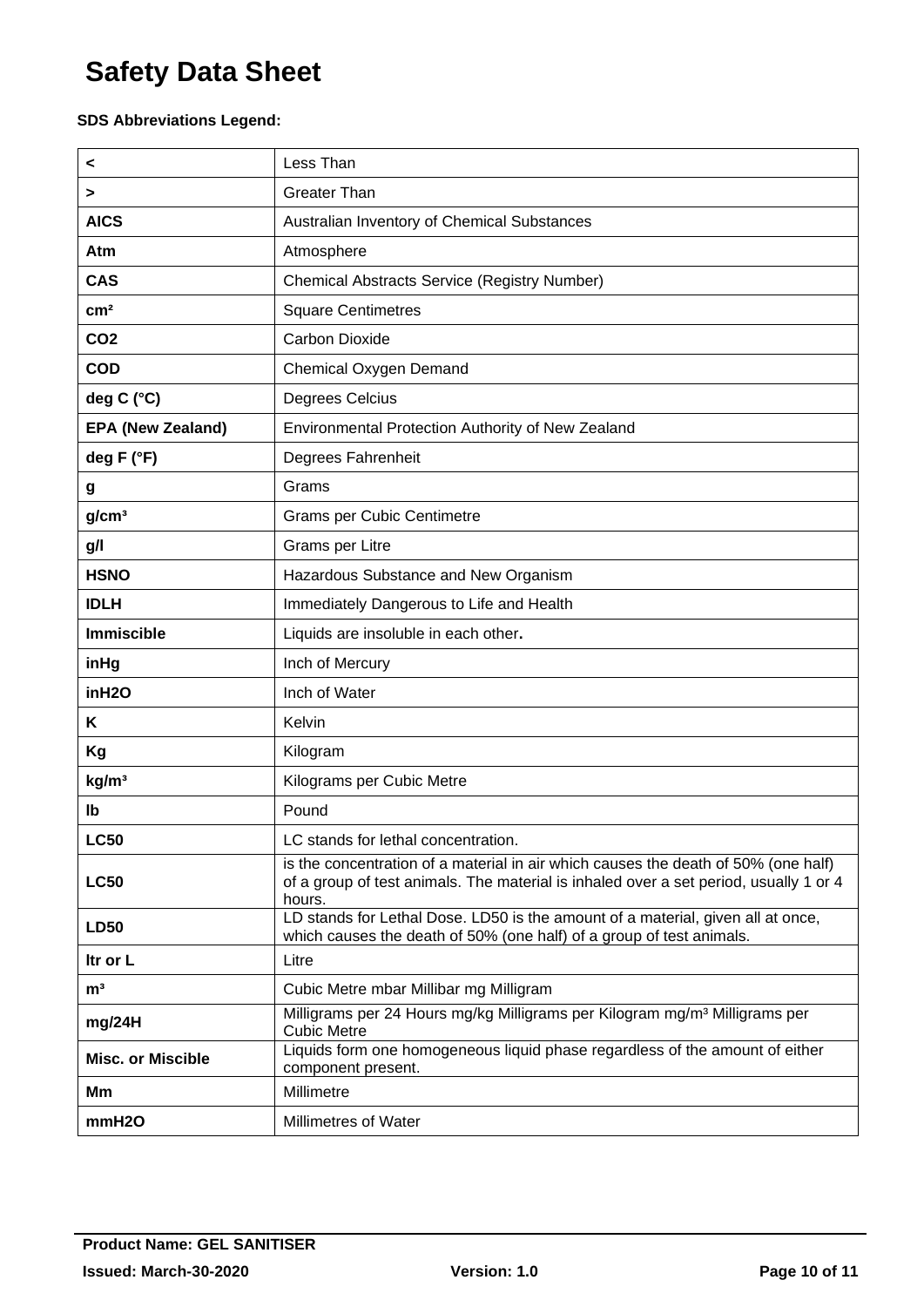# Safety Data Sheet

**SDS Abbreviations Legend:**

| | |
|---|---|
| **<** | Less Than |
| **>** | Greater Than |
| **AICS** | Australian Inventory of Chemical Substances |
| **Atm** | Atmosphere |
| **CAS** | Chemical Abstracts Service (Registry Number) |
| **cm²** | Square Centimetres |
| **CO2** | Carbon Dioxide |
| **COD** | Chemical Oxygen Demand |
| **deg C (°C)** | Degrees Celcius |
| **EPA (New Zealand)** | Environmental Protection Authority of New Zealand |
| **deg F (°F)** | Degrees Fahrenheit |
| **g** | Grams |
| **g/cm³** | Grams per Cubic Centimetre |
| **g/l** | Grams per Litre |
| **HSNO** | Hazardous Substance and New Organism |
| **IDLH** | Immediately Dangerous to Life and Health |
| **Immiscible** | Liquids are insoluble in each other. |
| **inHg** | Inch of Mercury |
| **inH2O** | Inch of Water |
| **K** | Kelvin |
| **Kg** | Kilogram |
| **kg/m³** | Kilograms per Cubic Metre |
| **lb** | Pound |
| **LC50** | LC stands for lethal concentration. |
| **LC50** | is the concentration of a material in air which causes the death of 50% (one half) of a group of test animals. The material is inhaled over a set period, usually 1 or 4 hours. |
| **LD50** | LD stands for Lethal Dose. LD50 is the amount of a material, given all at once, which causes the death of 50% (one half) of a group of test animals. |
| **ltr or L** | Litre |
| **m³** | Cubic Metre mbar Millibar mg Milligram |
| **mg/24H** | Milligrams per 24 Hours mg/kg Milligrams per Kilogram mg/m³ Milligrams per Cubic Metre |
| **Misc. or Miscible** | Liquids form one homogeneous liquid phase regardless of the amount of either component present. |
| **Mm** | Millimetre |
| **mmH2O** | Millimetres of Water |

**Product Name: GEL SANITISER**

**Issued: March-30-2020** **Version: 1.0**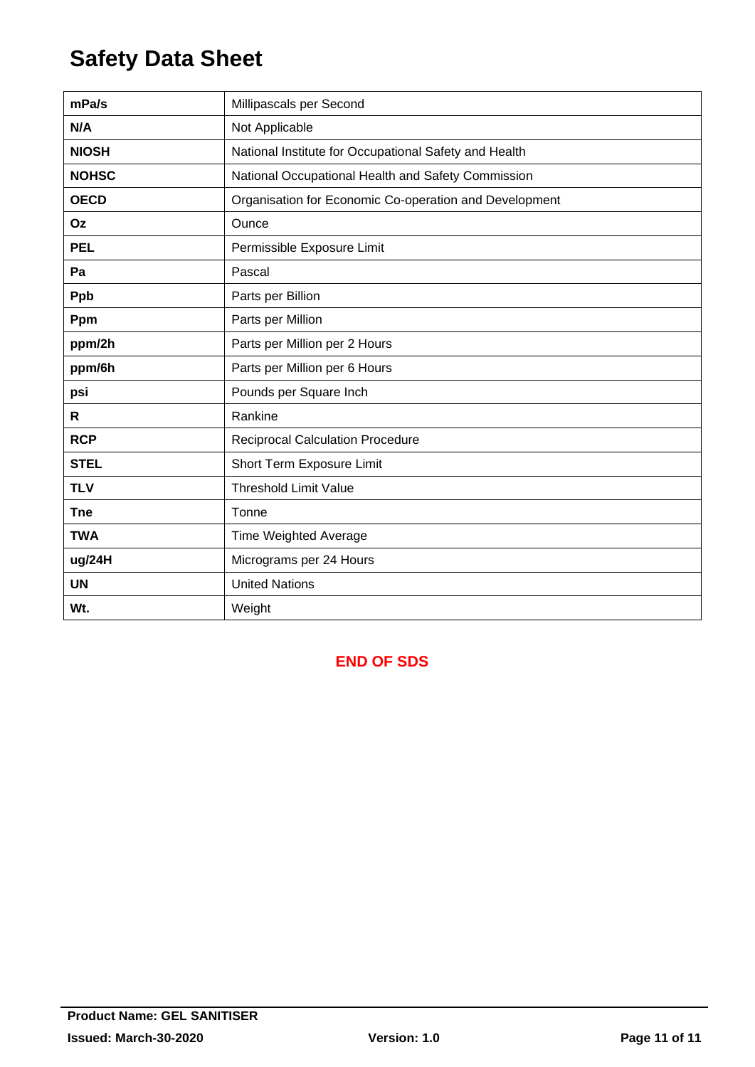| | |
|---|---|
| **mPa/s** | Millipascals per Second |
| **N/A** | Not Applicable |
| **NIOSH** | National Institute for Occupational Safety and Health |
| **NOHSC** | National Occupational Health and Safety Commission |
| **OECD** | Organisation for Economic Co-operation and Development |
| **Oz** | Ounce |
| **PEL** | Permissible Exposure Limit |
| **Pa** | Pascal |
| **Ppb** | Parts per Billion |
| **Ppm** | Parts per Million |
| **ppm/2h** | Parts per Million per 2 Hours |
| **ppm/6h** | Parts per Million per 6 Hours |
| **psi** | Pounds per Square Inch |
| **R** | Rankine |
| **RCP** | Reciprocal Calculation Procedure |
| **STEL** | Short Term Exposure Limit |
| **TLV** | Threshold Limit Value |
| **Tne** | Tonne |
| **TWA** | Time Weighted Average |
| **ug/24H** | Micrograms per 24 Hours |
| **UN** | United Nations |
| **Wt.** | Weight |

**END OF SDS**